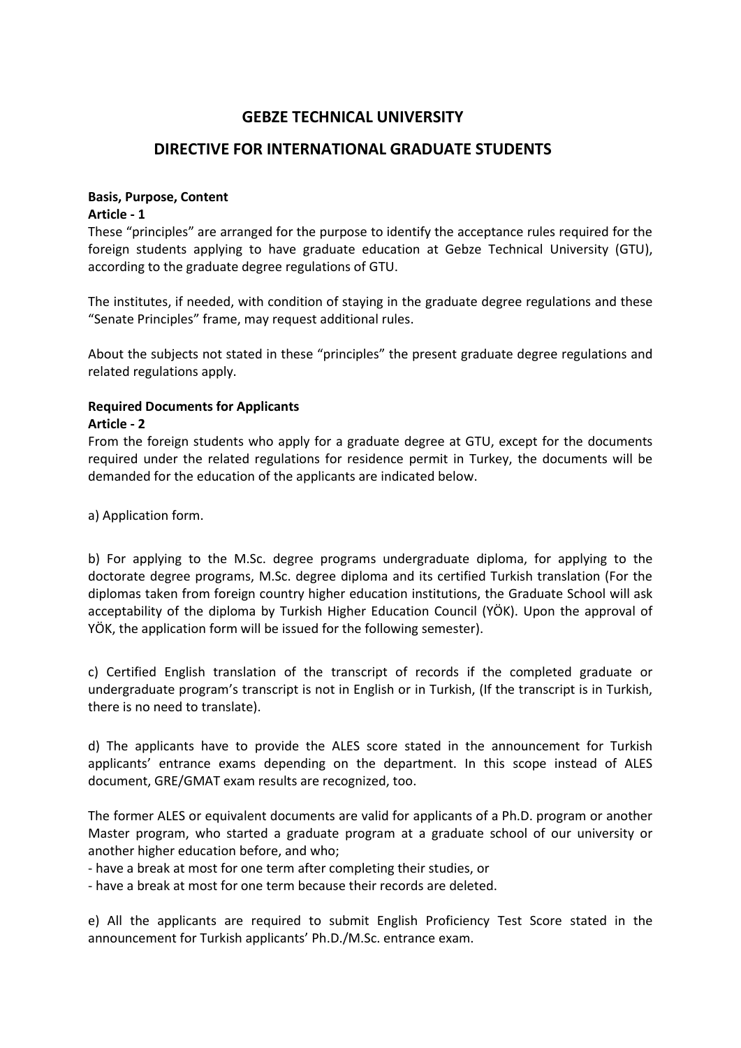# GEBZE TECHNICAL UNIVERSITY

## DIRECTIVE FOR INTERNATIONAL GRADUATE STUDENTS

**Basis, Purpose, Content**
**Article - 1**

These "principles" are arranged for the purpose to identify the acceptance rules required for the foreign students applying to have graduate education at Gebze Technical University (GTU), according to the graduate degree regulations of GTU.

The institutes, if needed, with condition of staying in the graduate degree regulations and these "Senate Principles" frame, may request additional rules.

About the subjects not stated in these "principles" the present graduate degree regulations and related regulations apply.

**Required Documents for Applicants**
**Article - 2**

From the foreign students who apply for a graduate degree at GTU, except for the documents required under the related regulations for residence permit in Turkey, the documents will be demanded for the education of the applicants are indicated below.

a) Application form.

b) For applying to the M.Sc. degree programs undergraduate diploma, for applying to the doctorate degree programs, M.Sc. degree diploma and its certified Turkish translation (For the diplomas taken from foreign country higher education institutions, the Graduate School will ask acceptability of the diploma by Turkish Higher Education Council (YÖK). Upon the approval of YÖK, the application form will be issued for the following semester).

c) Certified English translation of the transcript of records if the completed graduate or undergraduate program's transcript is not in English or in Turkish, (If the transcript is in Turkish, there is no need to translate).

d) The applicants have to provide the ALES score stated in the announcement for Turkish applicants' entrance exams depending on the department. In this scope instead of ALES document, GRE/GMAT exam results are recognized, too.

The former ALES or equivalent documents are valid for applicants of a Ph.D. program or another Master program, who started a graduate program at a graduate school of our university or another higher education before, and who;

- have a break at most for one term after completing their studies, or
- have a break at most for one term because their records are deleted.

e) All the applicants are required to submit English Proficiency Test Score stated in the announcement for Turkish applicants' Ph.D./M.Sc. entrance exam.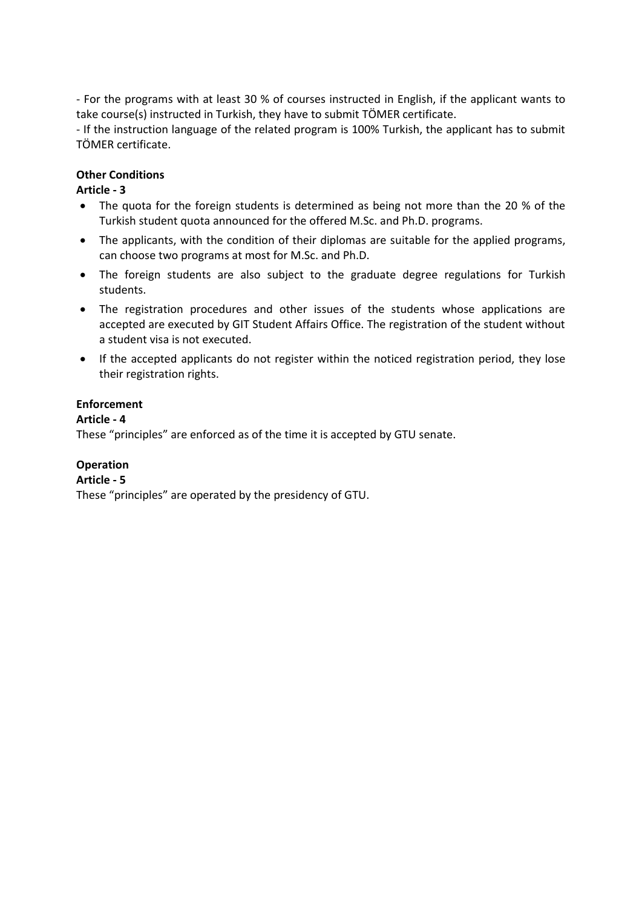- For the programs with at least 30 % of courses instructed in English, if the applicant wants to take course(s) instructed in Turkish, they have to submit TÖMER certificate.
- If the instruction language of the related program is 100% Turkish, the applicant has to submit TÖMER certificate.

**Other Conditions**

**Article - 3**

- The quota for the foreign students is determined as being not more than the 20 % of the Turkish student quota announced for the offered M.Sc. and Ph.D. programs.
- The applicants, with the condition of their diplomas are suitable for the applied programs, can choose two programs at most for M.Sc. and Ph.D.
- The foreign students are also subject to the graduate degree regulations for Turkish students.
- The registration procedures and other issues of the students whose applications are accepted are executed by GIT Student Affairs Office. The registration of the student without a student visa is not executed.
- If the accepted applicants do not register within the noticed registration period, they lose their registration rights.

**Enforcement**

**Article - 4**

These "principles" are enforced as of the time it is accepted by GTU senate.

**Operation**

**Article - 5**

These "principles" are operated by the presidency of GTU.